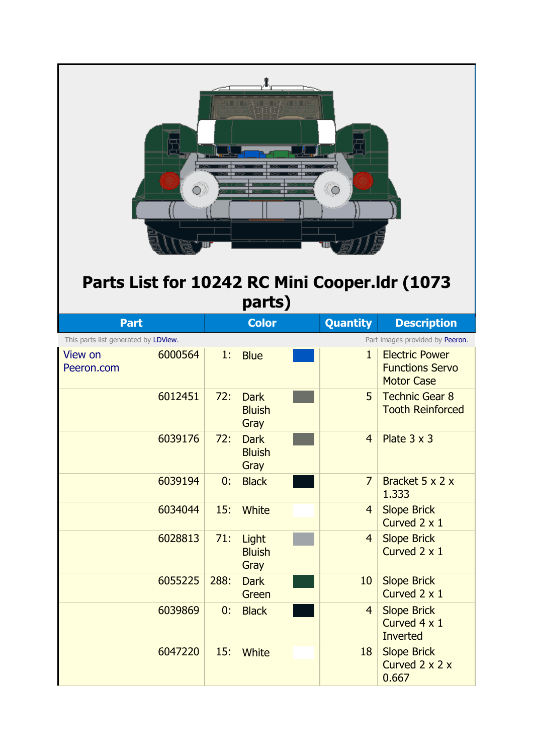# Parts List for 10242 RC Mini Cooper.ldr (1073 parts)

| Part | | Color | | Quantity | Description |
|---|---|---|---|---|---|
| This parts list generated by LDView. | | | | | Part images provided by Peeron. |
| View on Peeron.com | 6000564 | 1: | Blue | 1 | Electric Power Functions Servo Motor Case |
| | 6012451 | 72: | Dark Bluish Gray | 5 | Technic Gear 8 Tooth Reinforced |
| | 6039176 | 72: | Dark Bluish Gray | 4 | Plate 3 x 3 |
| | 6039194 | 0: | Black | 7 | Bracket 5 x 2 x 1.333 |
| | 6034044 | 15: | White | 4 | Slope Brick Curved 2 x 1 |
| | 6028813 | 71: | Light Bluish Gray | 4 | Slope Brick Curved 2 x 1 |
| | 6055225 | 288: | Dark Green | 10 | Slope Brick Curved 2 x 1 |
| | 6039869 | 0: | Black | 4 | Slope Brick Curved 4 x 1 Inverted |
| | 6047220 | 15: | White | 18 | Slope Brick Curved 2 x 2 x 0.667 |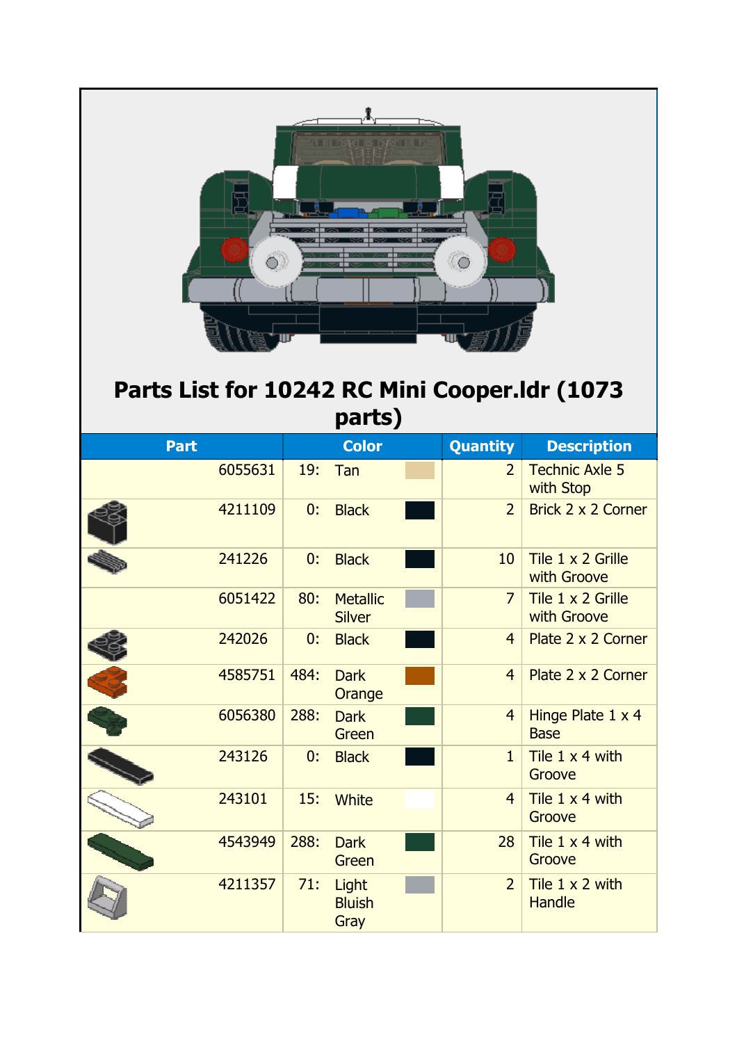# Parts List for 10242 RC Mini Cooper.ldr (1073 parts)

| Part | Color | | Quantity | Description |
|---|---|---|---|---|
| 6055631 | 19: | Tan | 2 | Technic Axle 5 with Stop |
| 4211109 | 0: | Black | 2 | Brick 2 x 2 Corner |
| 241226 | 0: | Black | 10 | Tile 1 x 2 Grille with Groove |
| 6051422 | 80: | Metallic Silver | 7 | Tile 1 x 2 Grille with Groove |
| 242026 | 0: | Black | 4 | Plate 2 x 2 Corner |
| 4585751 | 484: | Dark Orange | 4 | Plate 2 x 2 Corner |
| 6056380 | 288: | Dark Green | 4 | Hinge Plate 1 x 4 Base |
| 243126 | 0: | Black | 1 | Tile 1 x 4 with Groove |
| 243101 | 15: | White | 4 | Tile 1 x 4 with Groove |
| 4543949 | 288: | Dark Green | 28 | Tile 1 x 4 with Groove |
| 4211357 | 71: | Light Bluish Gray | 2 | Tile 1 x 2 with Handle |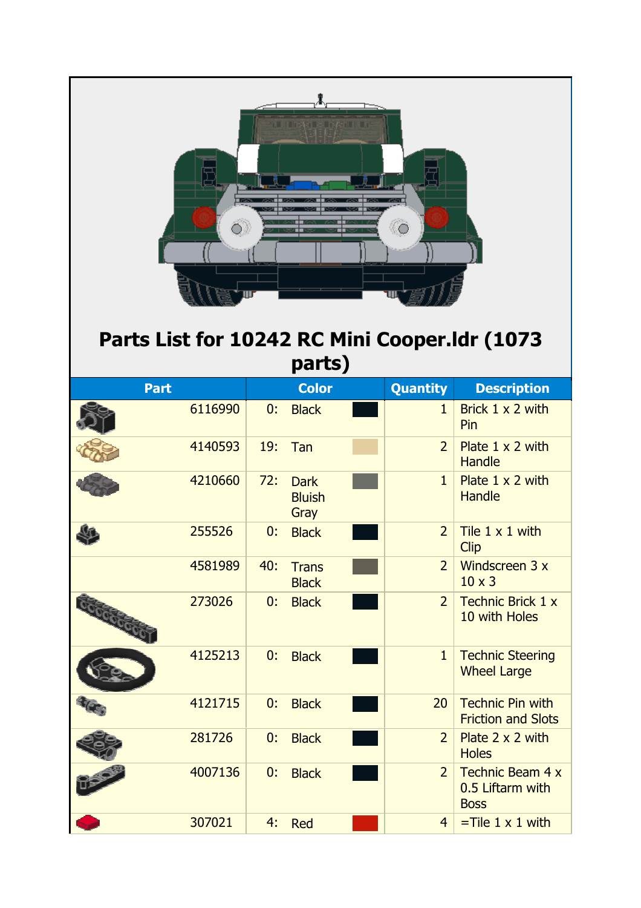# Parts List for 10242 RC Mini Cooper.ldr (1073 parts)

| Part | Color | | Quantity | Description |
|---|---|---|---|---|
| 6116990 | 0: | Black | 1 | Brick 1 x 2 with Pin |
| 4140593 | 19: | Tan | 2 | Plate 1 x 2 with Handle |
| 4210660 | 72: | Dark Bluish Gray | 1 | Plate 1 x 2 with Handle |
| 255526 | 0: | Black | 2 | Tile 1 x 1 with Clip |
| 4581989 | 40: | Trans Black | 2 | Windscreen 3 x 10 x 3 |
| 273026 | 0: | Black | 2 | Technic Brick 1 x 10 with Holes |
| 4125213 | 0: | Black | 1 | Technic Steering Wheel Large |
| 4121715 | 0: | Black | 20 | Technic Pin with Friction and Slots |
| 281726 | 0: | Black | 2 | Plate 2 x 2 with Holes |
| 4007136 | 0: | Black | 2 | Technic Beam 4 x 0.5 Liftarm with Boss |
| 307021 | 4: | Red | 4 | =Tile 1 x 1 with |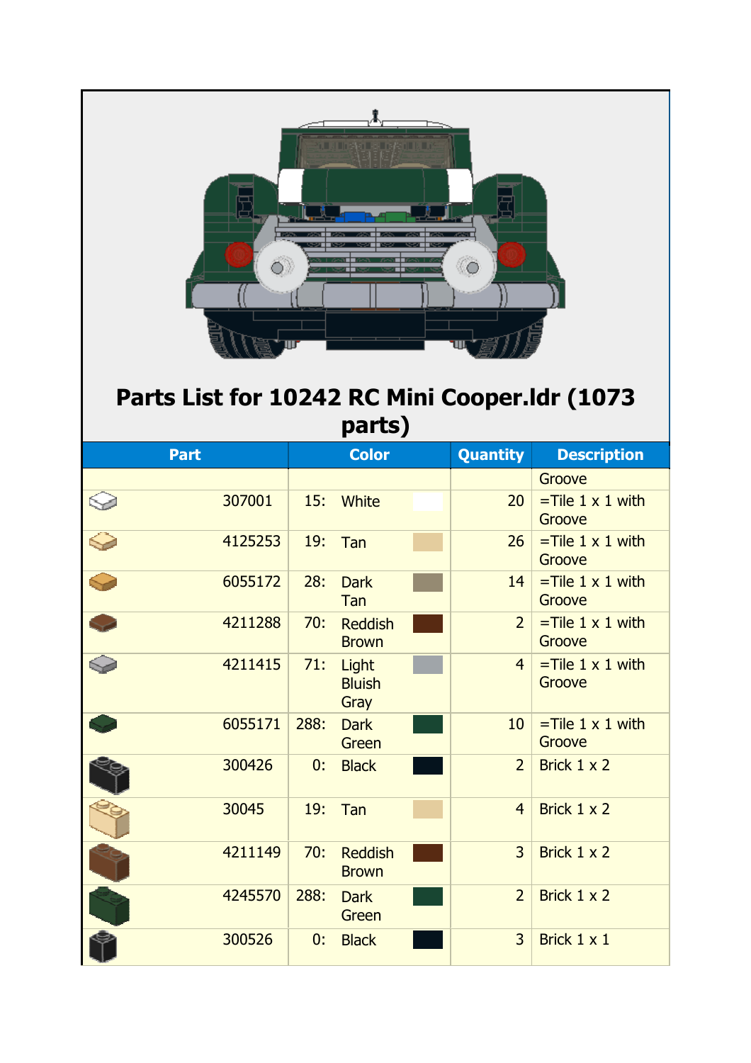# Parts List for 10242 RC Mini Cooper.ldr (1073 parts)

| Part | Color | Quantity | Description |
|---|---|---|---|
| | | | Groove |
| 307001 | 15: White | 20 | =Tile 1 x 1 with Groove |
| 4125253 | 19: Tan | 26 | =Tile 1 x 1 with Groove |
| 6055172 | 28: Dark Tan | 14 | =Tile 1 x 1 with Groove |
| 4211288 | 70: Reddish Brown | 2 | =Tile 1 x 1 with Groove |
| 4211415 | 71: Light Bluish Gray | 4 | =Tile 1 x 1 with Groove |
| 6055171 | 288: Dark Green | 10 | =Tile 1 x 1 with Groove |
| 300426 | 0: Black | 2 | Brick 1 x 2 |
| 30045 | 19: Tan | 4 | Brick 1 x 2 |
| 4211149 | 70: Reddish Brown | 3 | Brick 1 x 2 |
| 4245570 | 288: Dark Green | 2 | Brick 1 x 2 |
| 300526 | 0: Black | 3 | Brick 1 x 1 |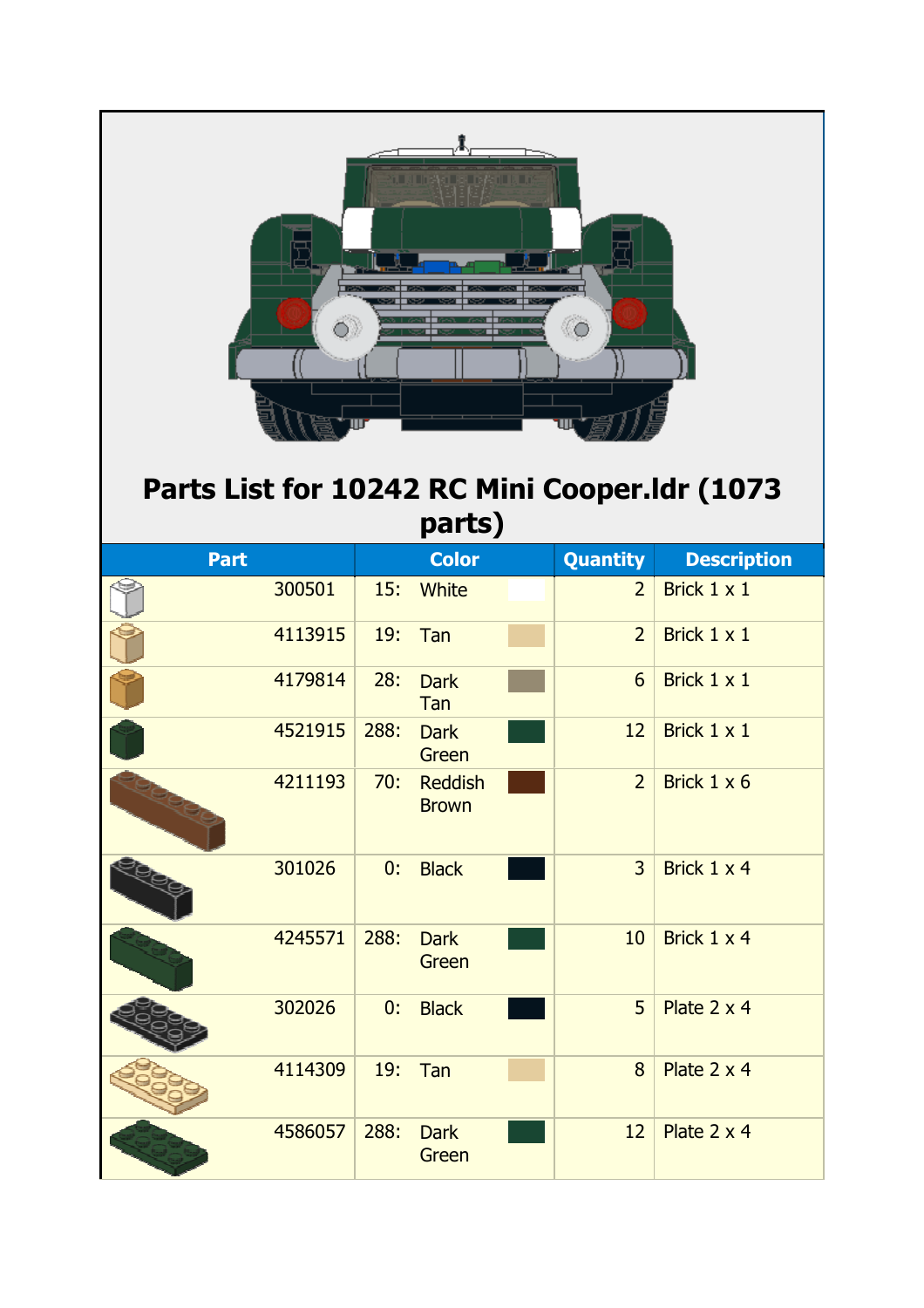# Parts List for 10242 RC Mini Cooper.ldr (1073 parts)

| Part | Color | | Quantity | Description |
|---|---|---|---|---|
| 300501 | 15: | White | 2 | Brick 1 x 1 |
| 4113915 | 19: | Tan | 2 | Brick 1 x 1 |
| 4179814 | 28: | Dark Tan | 6 | Brick 1 x 1 |
| 4521915 | 288: | Dark Green | 12 | Brick 1 x 1 |
| 4211193 | 70: | Reddish Brown | 2 | Brick 1 x 6 |
| 301026 | 0: | Black | 3 | Brick 1 x 4 |
| 4245571 | 288: | Dark Green | 10 | Brick 1 x 4 |
| 302026 | 0: | Black | 5 | Plate 2 x 4 |
| 4114309 | 19: | Tan | 8 | Plate 2 x 4 |
| 4586057 | 288: | Dark Green | 12 | Plate 2 x 4 |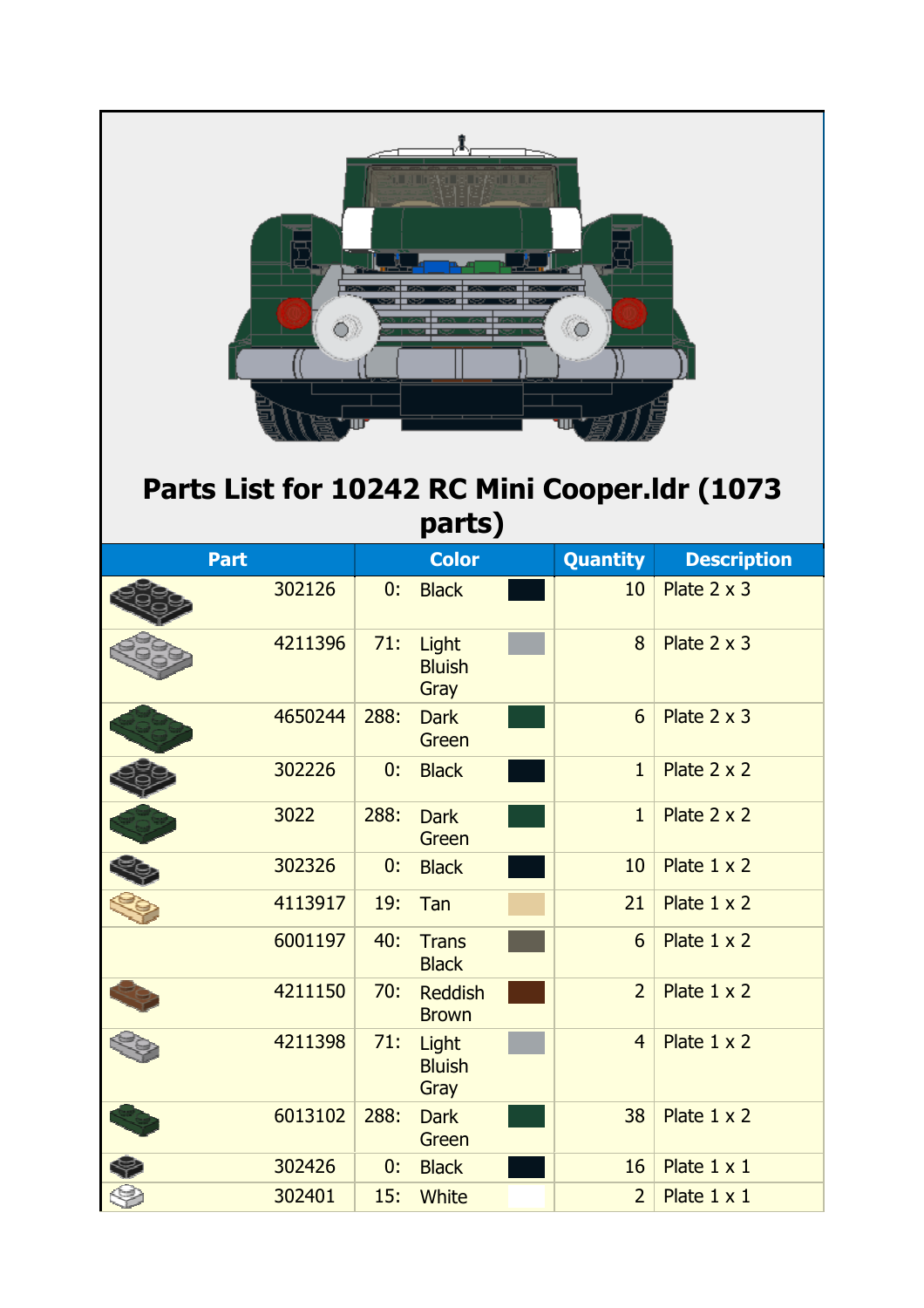# Parts List for 10242 RC Mini Cooper.ldr (1073 parts)

| Part | Color | | Quantity | Description |
|---|---|---|---|---|
| 302126 | 0: | Black | 10 | Plate 2 x 3 |
| 4211396 | 71: | Light Bluish Gray | 8 | Plate 2 x 3 |
| 4650244 | 288: | Dark Green | 6 | Plate 2 x 3 |
| 302226 | 0: | Black | 1 | Plate 2 x 2 |
| 3022 | 288: | Dark Green | 1 | Plate 2 x 2 |
| 302326 | 0: | Black | 10 | Plate 1 x 2 |
| 4113917 | 19: | Tan | 21 | Plate 1 x 2 |
| 6001197 | 40: | Trans Black | 6 | Plate 1 x 2 |
| 4211150 | 70: | Reddish Brown | 2 | Plate 1 x 2 |
| 4211398 | 71: | Light Bluish Gray | 4 | Plate 1 x 2 |
| 6013102 | 288: | Dark Green | 38 | Plate 1 x 2 |
| 302426 | 0: | Black | 16 | Plate 1 x 1 |
| 302401 | 15: | White | 2 | Plate 1 x 1 |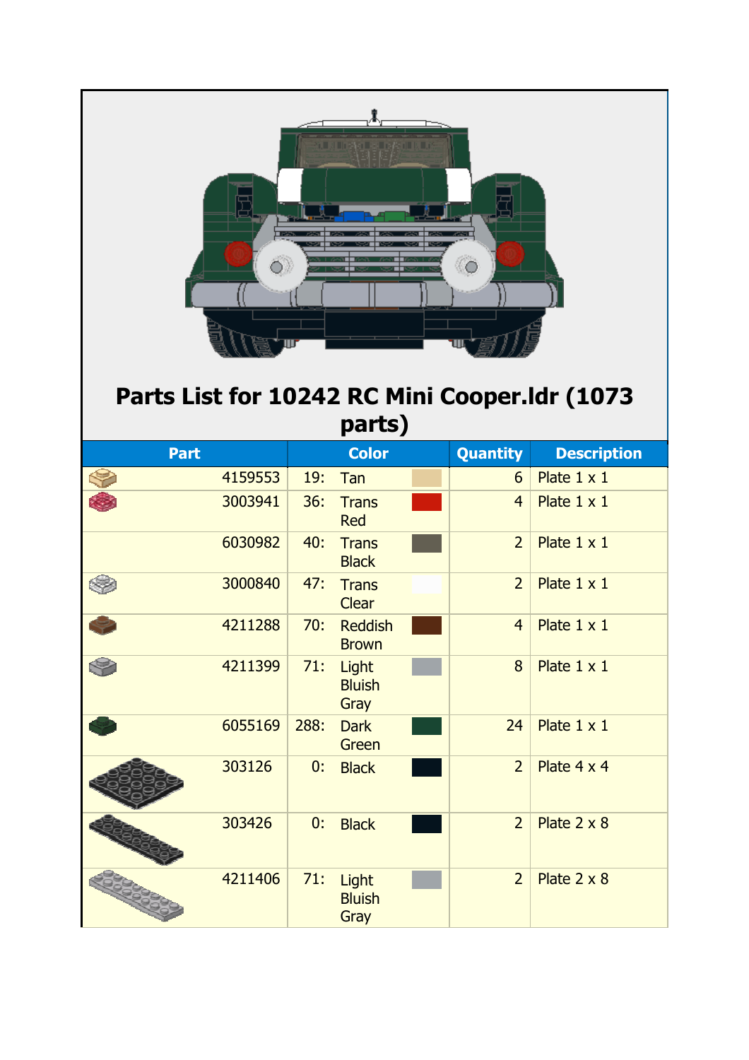# Parts List for 10242 RC Mini Cooper.ldr (1073 parts)

| Part | Color | | Quantity | Description |
|---|---|---|---|---|
| 4159553 | 19: | Tan | 6 | Plate 1 x 1 |
| 3003941 | 36: | Trans Red | 4 | Plate 1 x 1 |
| 6030982 | 40: | Trans Black | 2 | Plate 1 x 1 |
| 3000840 | 47: | Trans Clear | 2 | Plate 1 x 1 |
| 4211288 | 70: | Reddish Brown | 4 | Plate 1 x 1 |
| 4211399 | 71: | Light Bluish Gray | 8 | Plate 1 x 1 |
| 6055169 | 288: | Dark Green | 24 | Plate 1 x 1 |
| 303126 | 0: | Black | 2 | Plate 4 x 4 |
| 303426 | 0: | Black | 2 | Plate 2 x 8 |
| 4211406 | 71: | Light Bluish Gray | 2 | Plate 2 x 8 |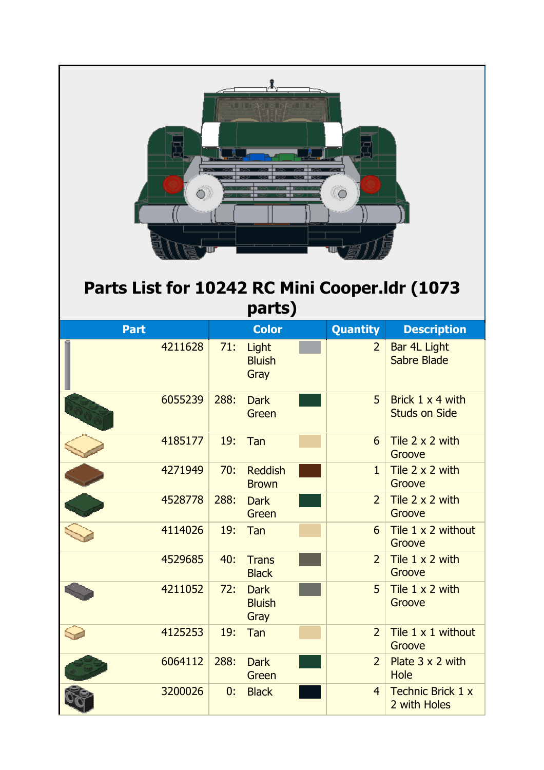# Parts List for 10242 RC Mini Cooper.ldr (1073 parts)

| Part | Color | Quantity | Description |
|---|---|---|---|
| 4211628 | 71: Light Bluish Gray | 2 | Bar 4L Light Sabre Blade |
| 6055239 | 288: Dark Green | 5 | Brick 1 x 4 with Studs on Side |
| 4185177 | 19: Tan | 6 | Tile 2 x 2 with Groove |
| 4271949 | 70: Reddish Brown | 1 | Tile 2 x 2 with Groove |
| 4528778 | 288: Dark Green | 2 | Tile 2 x 2 with Groove |
| 4114026 | 19: Tan | 6 | Tile 1 x 2 without Groove |
| 4529685 | 40: Trans Black | 2 | Tile 1 x 2 with Groove |
| 4211052 | 72: Dark Bluish Gray | 5 | Tile 1 x 2 with Groove |
| 4125253 | 19: Tan | 2 | Tile 1 x 1 without Groove |
| 6064112 | 288: Dark Green | 2 | Plate 3 x 2 with Hole |
| 3200026 | 0: Black | 4 | Technic Brick 1 x 2 with Holes |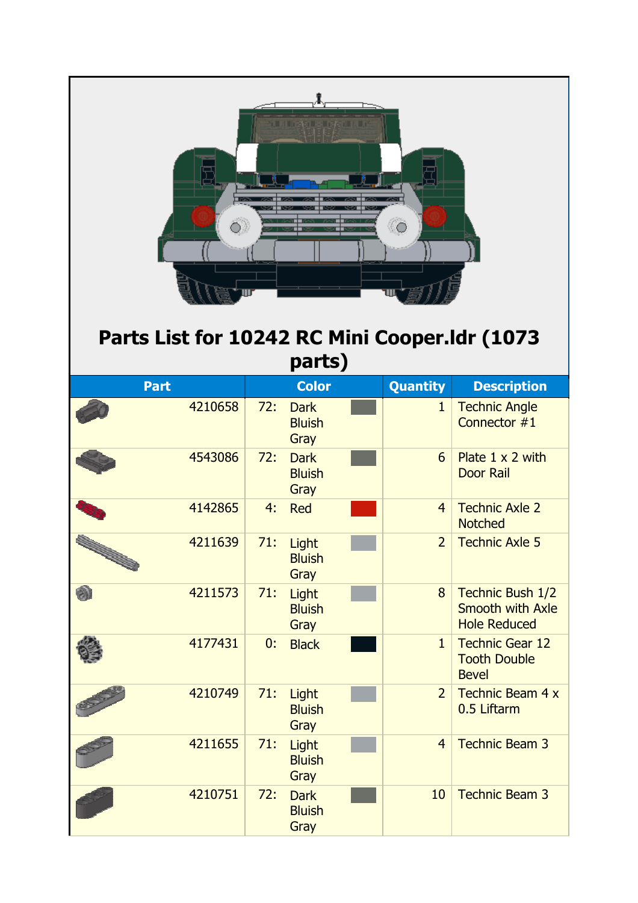# Parts List for 10242 RC Mini Cooper.ldr (1073 parts)

| Part | Color | Quantity | Description |
|---|---|---|---|
| 4210658 | 72: Dark Bluish Gray | 1 | Technic Angle Connector #1 |
| 4543086 | 72: Dark Bluish Gray | 6 | Plate 1 x 2 with Door Rail |
| 4142865 | 4: Red | 4 | Technic Axle 2 Notched |
| 4211639 | 71: Light Bluish Gray | 2 | Technic Axle 5 |
| 4211573 | 71: Light Bluish Gray | 8 | Technic Bush 1/2 Smooth with Axle Hole Reduced |
| 4177431 | 0: Black | 1 | Technic Gear 12 Tooth Double Bevel |
| 4210749 | 71: Light Bluish Gray | 2 | Technic Beam 4 x 0.5 Liftarm |
| 4211655 | 71: Light Bluish Gray | 4 | Technic Beam 3 |
| 4210751 | 72: Dark Bluish Gray | 10 | Technic Beam 3 |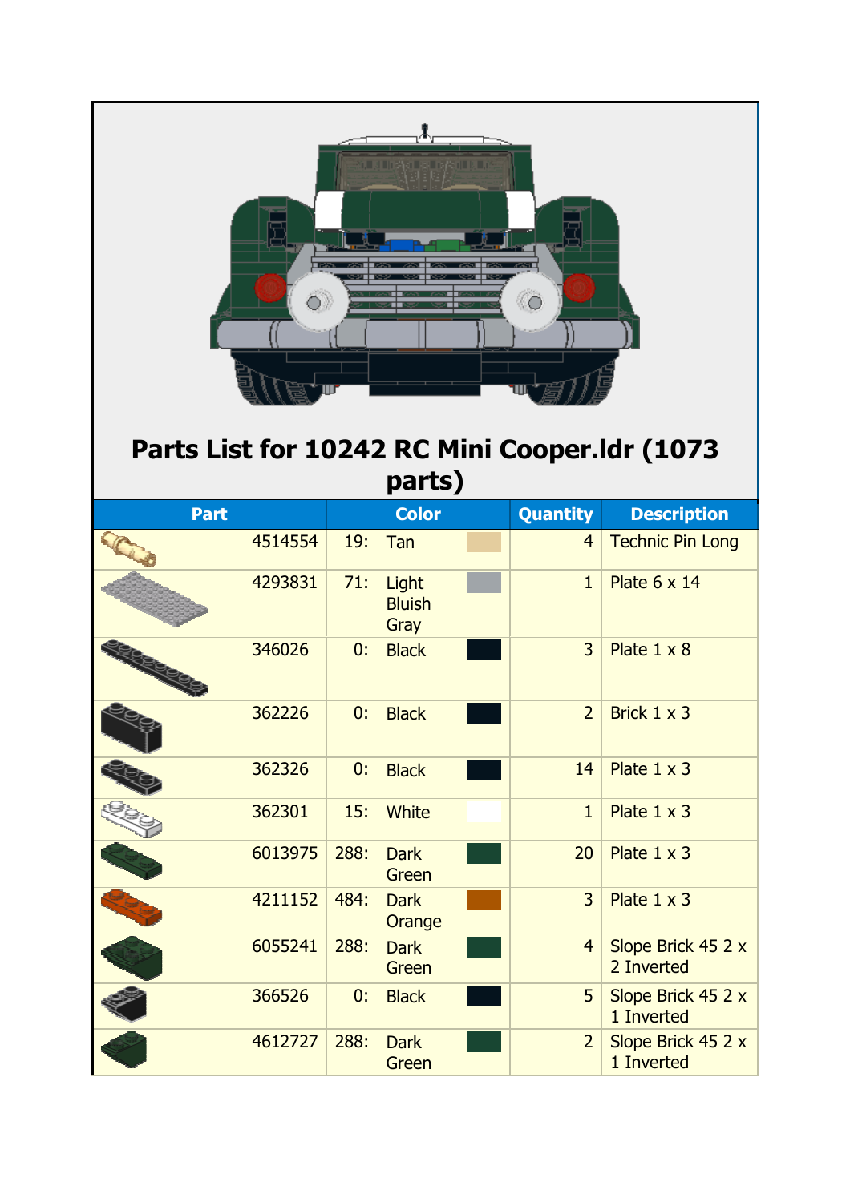# Parts List for 10242 RC Mini Cooper.ldr (1073 parts)

| Part | Color | Quantity | Description |
|---|---|---|---|
| 4514554 | 19: Tan | 4 | Technic Pin Long |
| 4293831 | 71: Light Bluish Gray | 1 | Plate 6 x 14 |
| 346026 | 0: Black | 3 | Plate 1 x 8 |
| 362226 | 0: Black | 2 | Brick 1 x 3 |
| 362326 | 0: Black | 14 | Plate 1 x 3 |
| 362301 | 15: White | 1 | Plate 1 x 3 |
| 6013975 | 288: Dark Green | 20 | Plate 1 x 3 |
| 4211152 | 484: Dark Orange | 3 | Plate 1 x 3 |
| 6055241 | 288: Dark Green | 4 | Slope Brick 45 2 x 2 Inverted |
| 366526 | 0: Black | 5 | Slope Brick 45 2 x 1 Inverted |
| 4612727 | 288: Dark Green | 2 | Slope Brick 45 2 x 1 Inverted |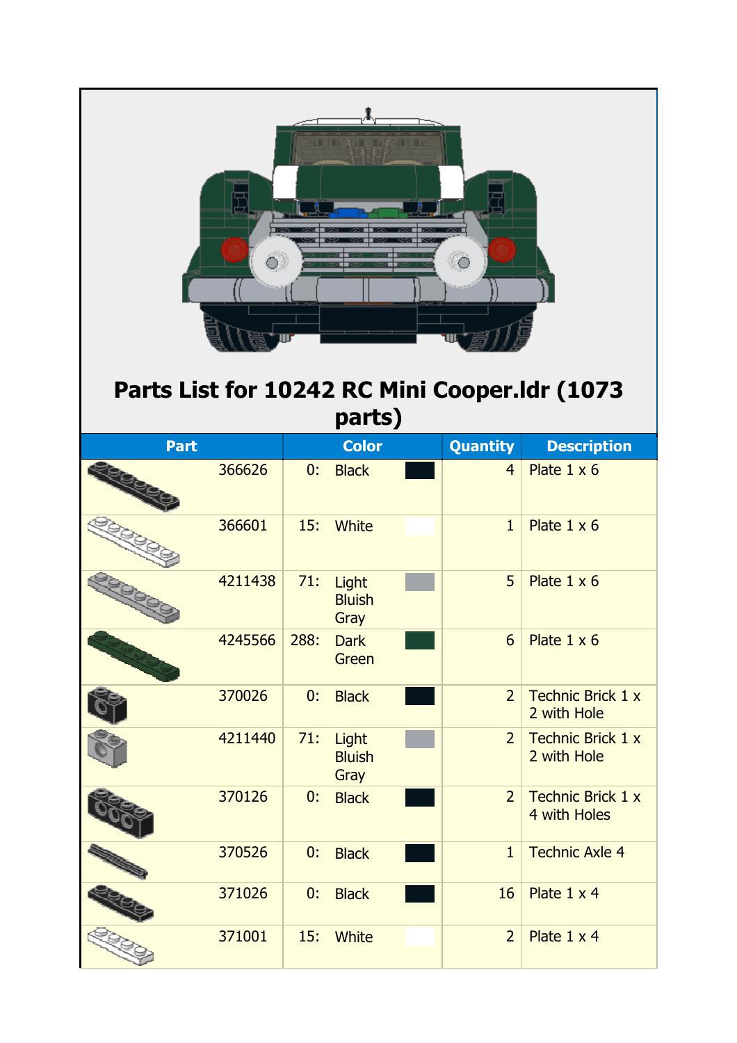# Parts List for 10242 RC Mini Cooper.ldr (1073 parts)

| Part | Color | Quantity | Description |
|---|---|---|---|
| 366626 | 0: Black | 4 | Plate 1 x 6 |
| 366601 | 15: White | 1 | Plate 1 x 6 |
| 4211438 | 71: Light Bluish Gray | 5 | Plate 1 x 6 |
| 4245566 | 288: Dark Green | 6 | Plate 1 x 6 |
| 370026 | 0: Black | 2 | Technic Brick 1 x 2 with Hole |
| 4211440 | 71: Light Bluish Gray | 2 | Technic Brick 1 x 2 with Hole |
| 370126 | 0: Black | 2 | Technic Brick 1 x 4 with Holes |
| 370526 | 0: Black | 1 | Technic Axle 4 |
| 371026 | 0: Black | 16 | Plate 1 x 4 |
| 371001 | 15: White | 2 | Plate 1 x 4 |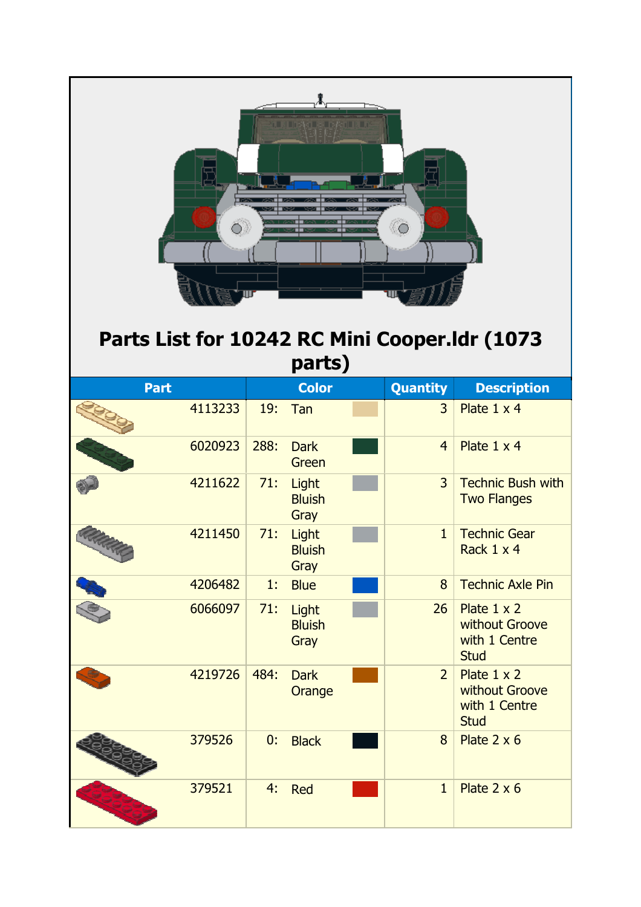# Parts List for 10242 RC Mini Cooper.ldr (1073 parts)

| Part | Color | Quantity | Description |
| --- | --- | --- | --- |
| 4113233 | 19: Tan | 3 | Plate 1 x 4 |
| 6020923 | 288: Dark Green | 4 | Plate 1 x 4 |
| 4211622 | 71: Light Bluish Gray | 3 | Technic Bush with Two Flanges |
| 4211450 | 71: Light Bluish Gray | 1 | Technic Gear Rack 1 x 4 |
| 4206482 | 1: Blue | 8 | Technic Axle Pin |
| 6066097 | 71: Light Bluish Gray | 26 | Plate 1 x 2 without Groove with 1 Centre Stud |
| 4219726 | 484: Dark Orange | 2 | Plate 1 x 2 without Groove with 1 Centre Stud |
| 379526 | 0: Black | 8 | Plate 2 x 6 |
| 379521 | 4: Red | 1 | Plate 2 x 6 |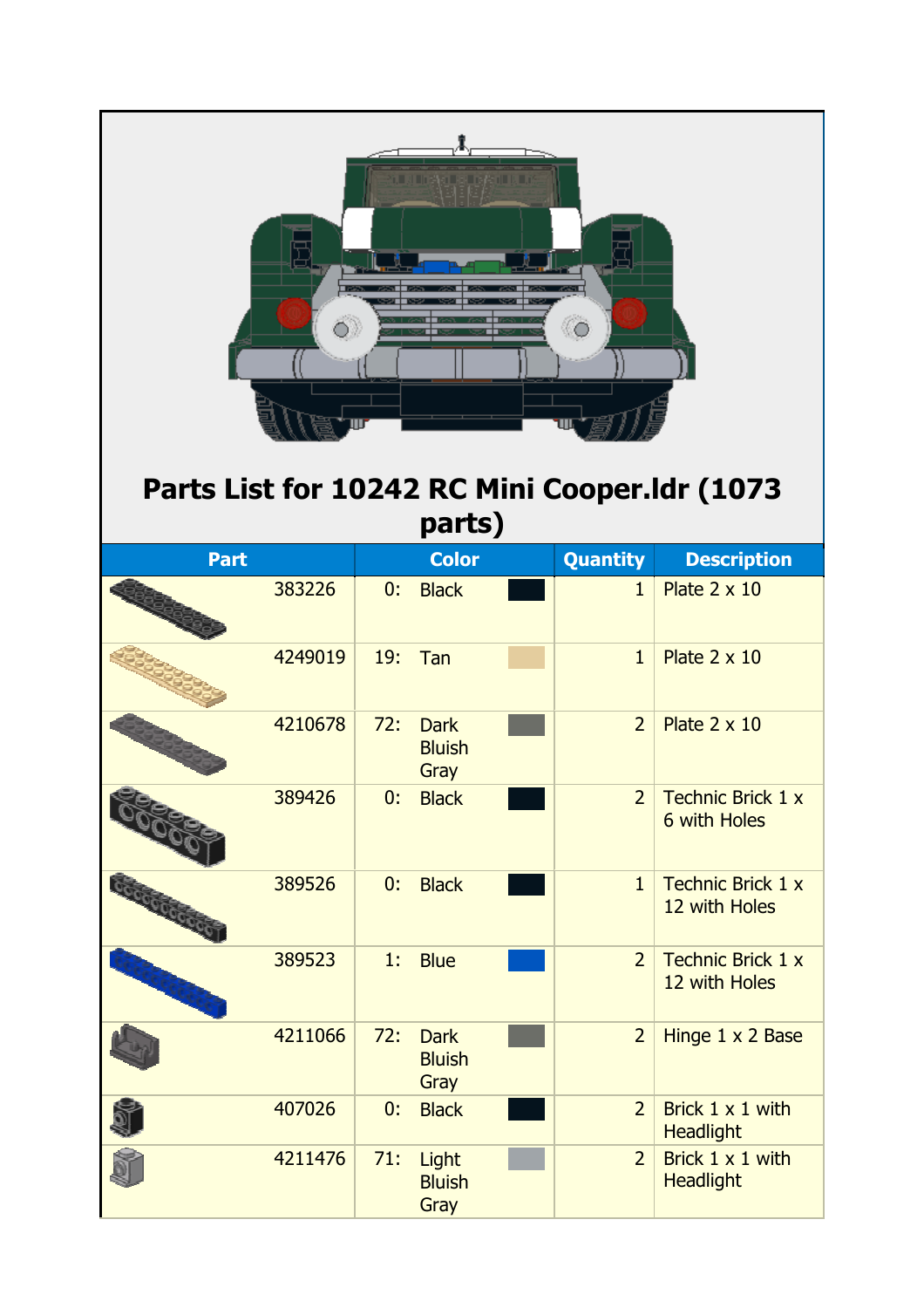# Parts List for 10242 RC Mini Cooper.ldr (1073 parts)

| Part | Color | Quantity | Description |
|---|---|---|---|
| 383226 | 0: Black | 1 | Plate 2 x 10 |
| 4249019 | 19: Tan | 1 | Plate 2 x 10 |
| 4210678 | 72: Dark Bluish Gray | 2 | Plate 2 x 10 |
| 389426 | 0: Black | 2 | Technic Brick 1 x 6 with Holes |
| 389526 | 0: Black | 1 | Technic Brick 1 x 12 with Holes |
| 389523 | 1: Blue | 2 | Technic Brick 1 x 12 with Holes |
| 4211066 | 72: Dark Bluish Gray | 2 | Hinge 1 x 2 Base |
| 407026 | 0: Black | 2 | Brick 1 x 1 with Headlight |
| 4211476 | 71: Light Bluish Gray | 2 | Brick 1 x 1 with Headlight |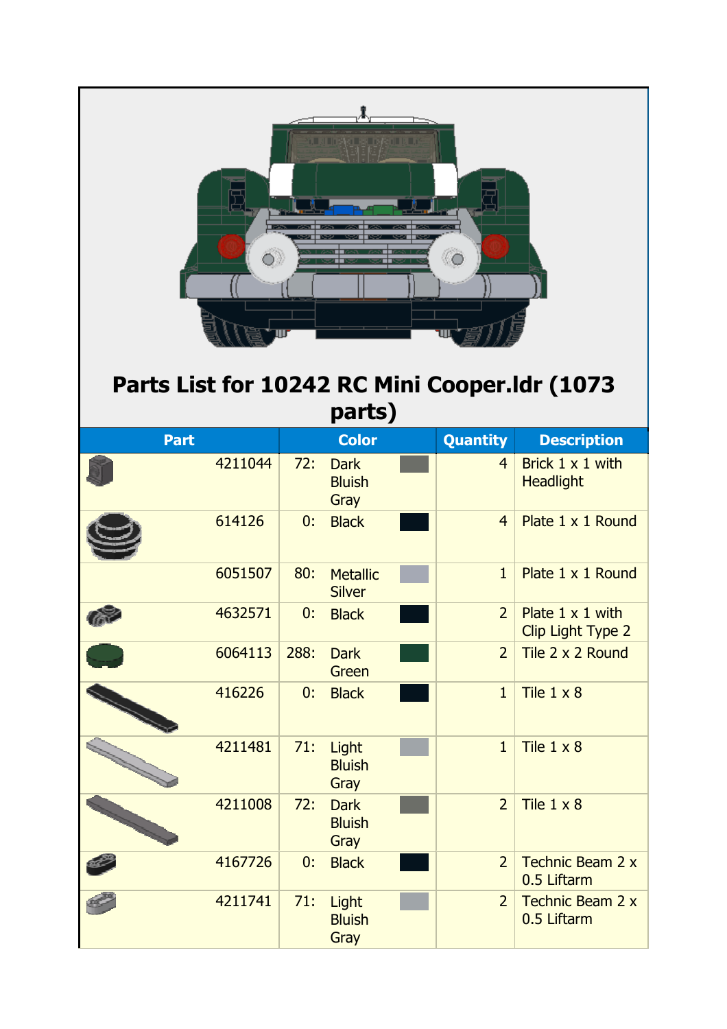# Parts List for 10242 RC Mini Cooper.ldr (1073 parts)

| Part | Color | Quantity | Description |
|---|---|---|---|
| 4211044 | 72: Dark Bluish Gray | 4 | Brick 1 x 1 with Headlight |
| 614126 | 0: Black | 4 | Plate 1 x 1 Round |
| 6051507 | 80: Metallic Silver | 1 | Plate 1 x 1 Round |
| 4632571 | 0: Black | 2 | Plate 1 x 1 with Clip Light Type 2 |
| 6064113 | 288: Dark Green | 2 | Tile 2 x 2 Round |
| 416226 | 0: Black | 1 | Tile 1 x 8 |
| 4211481 | 71: Light Bluish Gray | 1 | Tile 1 x 8 |
| 4211008 | 72: Dark Bluish Gray | 2 | Tile 1 x 8 |
| 4167726 | 0: Black | 2 | Technic Beam 2 x 0.5 Liftarm |
| 4211741 | 71: Light Bluish Gray | 2 | Technic Beam 2 x 0.5 Liftarm |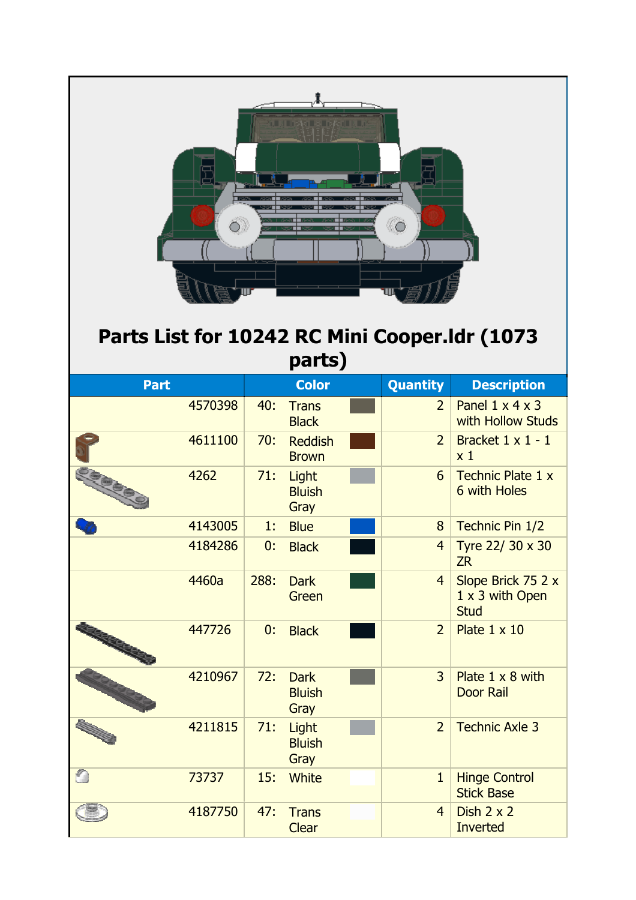# Parts List for 10242 RC Mini Cooper.ldr (1073 parts)

| Part | Color | Quantity | Description |
|---|---|---|---|
| 4570398 | 40: Trans Black | 2 | Panel 1 x 4 x 3 with Hollow Studs |
| 4611100 | 70: Reddish Brown | 2 | Bracket 1 x 1 - 1 x 1 |
| 4262 | 71: Light Bluish Gray | 6 | Technic Plate 1 x 6 with Holes |
| 4143005 | 1: Blue | 8 | Technic Pin 1/2 |
| 4184286 | 0: Black | 4 | Tyre 22/ 30 x 30 ZR |
| 4460a | 288: Dark Green | 4 | Slope Brick 75 2 x 1 x 3 with Open Stud |
| 447726 | 0: Black | 2 | Plate 1 x 10 |
| 4210967 | 72: Dark Bluish Gray | 3 | Plate 1 x 8 with Door Rail |
| 4211815 | 71: Light Bluish Gray | 2 | Technic Axle 3 |
| 73737 | 15: White | 1 | Hinge Control Stick Base |
| 4187750 | 47: Trans Clear | 4 | Dish 2 x 2 Inverted |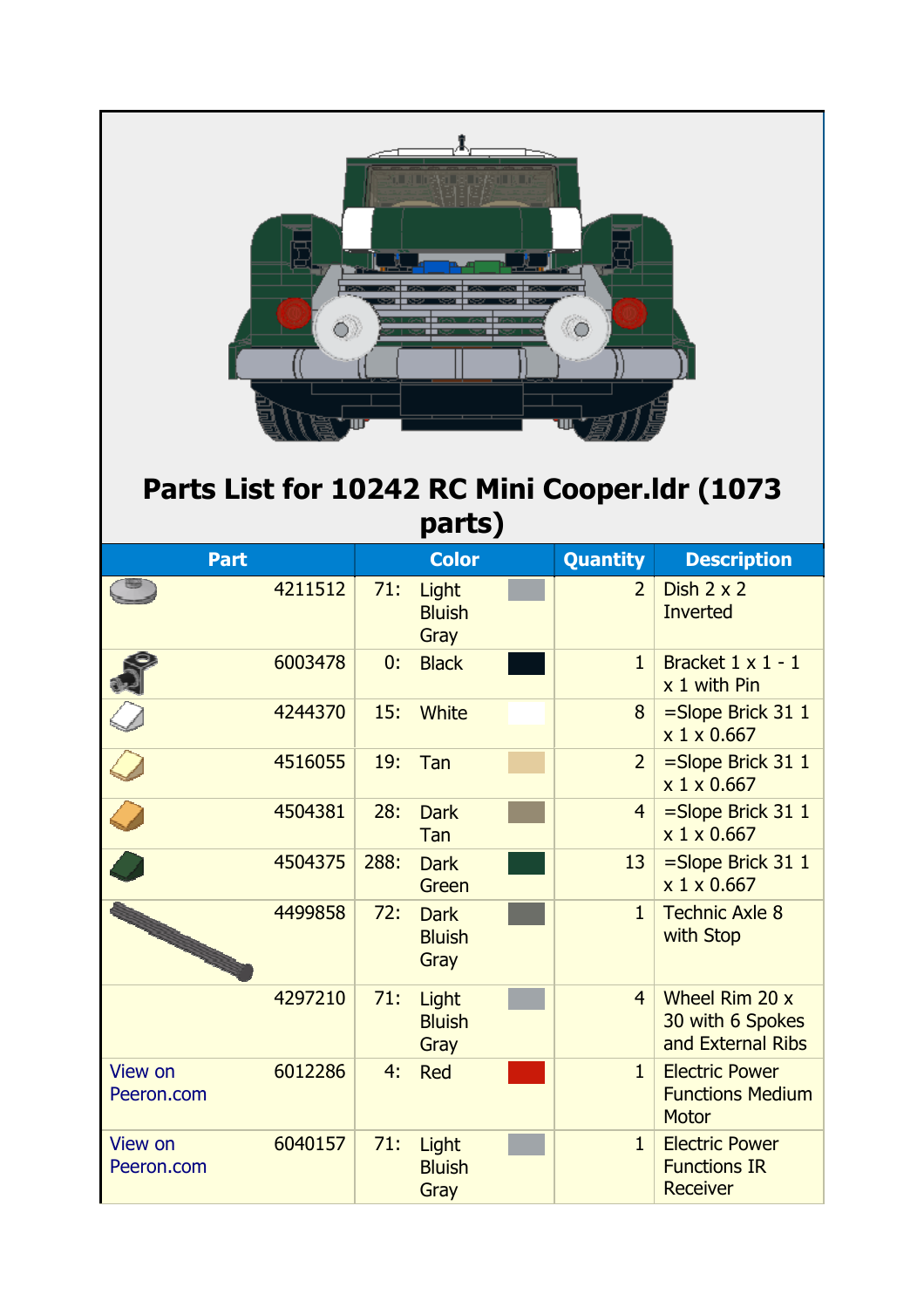# Parts List for 10242 RC Mini Cooper.ldr (1073 parts)

| Part | | Color | | Quantity | Description |
|---|---|---|---|---|---|
| | 4211512 | 71: | Light Bluish Gray | 2 | Dish 2 x 2 Inverted |
| | 6003478 | 0: | Black | 1 | Bracket 1 x 1 - 1 x 1 with Pin |
| | 4244370 | 15: | White | 8 | =Slope Brick 31 1 x 1 x 0.667 |
| | 4516055 | 19: | Tan | 2 | =Slope Brick 31 1 x 1 x 0.667 |
| | 4504381 | 28: | Dark Tan | 4 | =Slope Brick 31 1 x 1 x 0.667 |
| | 4504375 | 288: | Dark Green | 13 | =Slope Brick 31 1 x 1 x 0.667 |
| | 4499858 | 72: | Dark Bluish Gray | 1 | Technic Axle 8 with Stop |
| | 4297210 | 71: | Light Bluish Gray | 4 | Wheel Rim 20 x 30 with 6 Spokes and External Ribs |
| View on Peeron.com | 6012286 | 4: | Red | 1 | Electric Power Functions Medium Motor |
| View on Peeron.com | 6040157 | 71: | Light Bluish Gray | 1 | Electric Power Functions IR Receiver |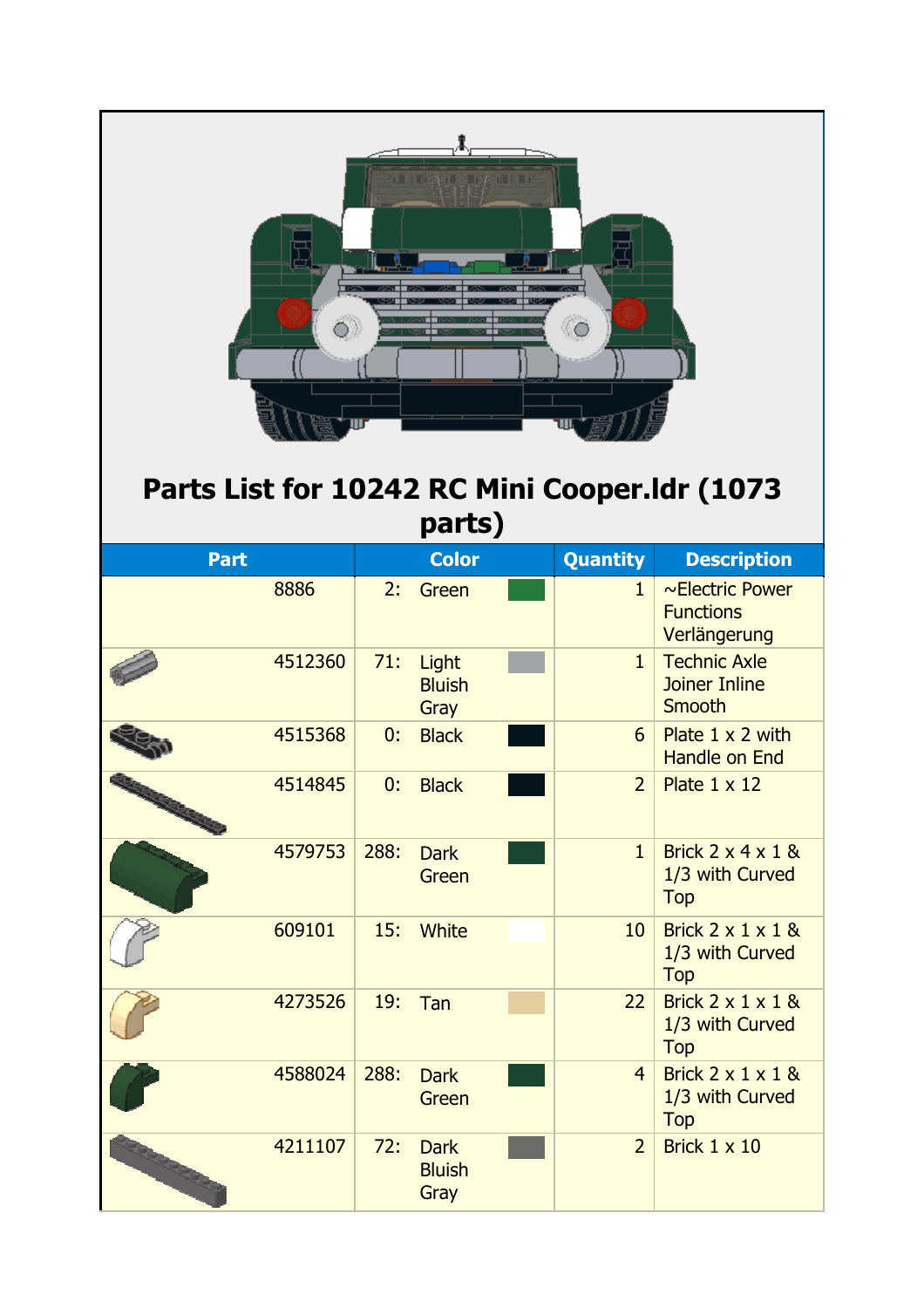# Parts List for 10242 RC Mini Cooper.ldr (1073 parts)

| Part | Color | Quantity | Description |
|---|---|---|---|
| 8886 | 2: Green | 1 | ~Electric Power Functions Verlängerung |
| 4512360 | 71: Light Bluish Gray | 1 | Technic Axle Joiner Inline Smooth |
| 4515368 | 0: Black | 6 | Plate 1 x 2 with Handle on End |
| 4514845 | 0: Black | 2 | Plate 1 x 12 |
| 4579753 | 288: Dark Green | 1 | Brick 2 x 4 x 1 & 1/3 with Curved Top |
| 609101 | 15: White | 10 | Brick 2 x 1 x 1 & 1/3 with Curved Top |
| 4273526 | 19: Tan | 22 | Brick 2 x 1 x 1 & 1/3 with Curved Top |
| 4588024 | 288: Dark Green | 4 | Brick 2 x 1 x 1 & 1/3 with Curved Top |
| 4211107 | 72: Dark Bluish Gray | 2 | Brick 1 x 10 |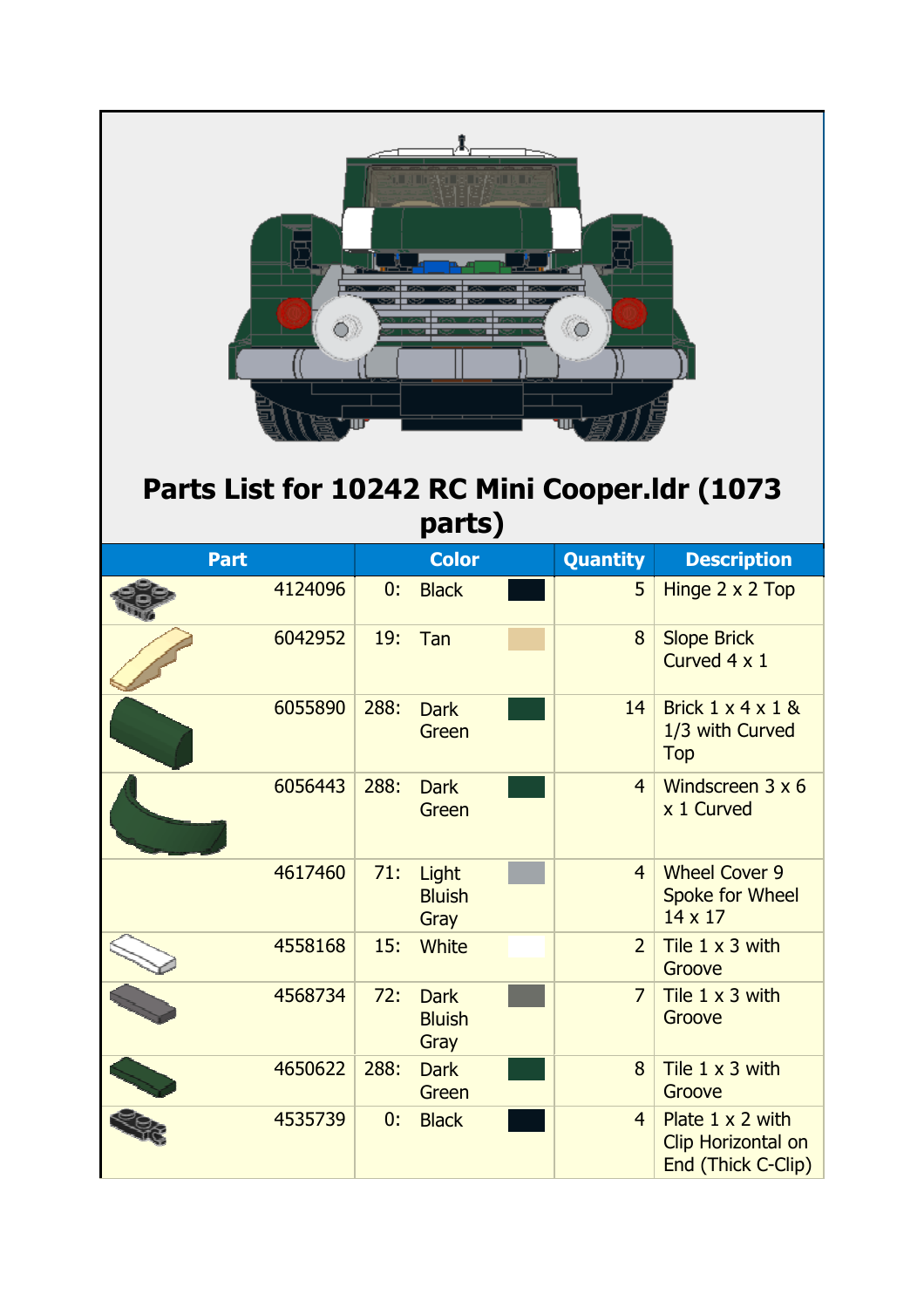# Parts List for 10242 RC Mini Cooper.ldr (1073 parts)

| Part | Color | | Quantity | Description |
|---|---|---|---|---|
| 4124096 | 0: | Black | 5 | Hinge 2 x 2 Top |
| 6042952 | 19: | Tan | 8 | Slope Brick Curved 4 x 1 |
| 6055890 | 288: | Dark Green | 14 | Brick 1 x 4 x 1 & 1/3 with Curved Top |
| 6056443 | 288: | Dark Green | 4 | Windscreen 3 x 6 x 1 Curved |
| 4617460 | 71: | Light Bluish Gray | 4 | Wheel Cover 9 Spoke for Wheel 14 x 17 |
| 4558168 | 15: | White | 2 | Tile 1 x 3 with Groove |
| 4568734 | 72: | Dark Bluish Gray | 7 | Tile 1 x 3 with Groove |
| 4650622 | 288: | Dark Green | 8 | Tile 1 x 3 with Groove |
| 4535739 | 0: | Black | 4 | Plate 1 x 2 with Clip Horizontal on End (Thick C-Clip) |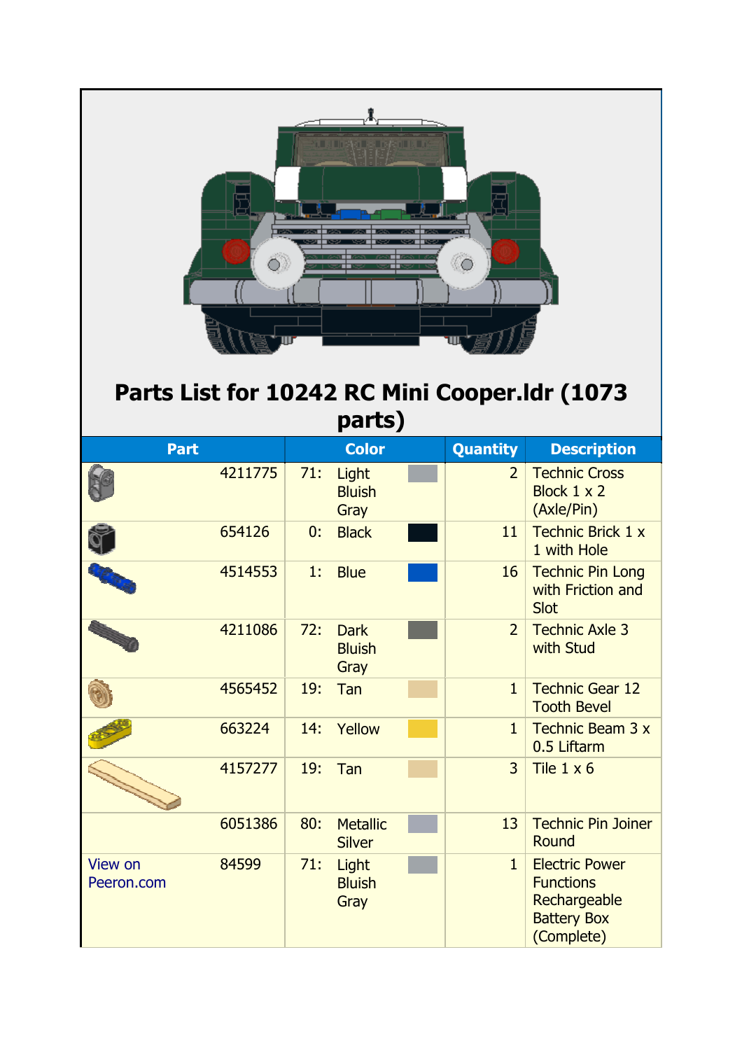# Parts List for 10242 RC Mini Cooper.ldr (1073 parts)

| Part | Color | Quantity | Description |
|---|---|---|---|
| 4211775 | 71: Light Bluish Gray | 2 | Technic Cross Block 1 x 2 (Axle/Pin) |
| 654126 | 0: Black | 11 | Technic Brick 1 x 1 with Hole |
| 4514553 | 1: Blue | 16 | Technic Pin Long with Friction and Slot |
| 4211086 | 72: Dark Bluish Gray | 2 | Technic Axle 3 with Stud |
| 4565452 | 19: Tan | 1 | Technic Gear 12 Tooth Bevel |
| 663224 | 14: Yellow | 1 | Technic Beam 3 x 0.5 Liftarm |
| 4157277 | 19: Tan | 3 | Tile 1 x 6 |
| 6051386 | 80: Metallic Silver | 13 | Technic Pin Joiner Round |
| View on Peeron.com 84599 | 71: Light Bluish Gray | 1 | Electric Power Functions Rechargeable Battery Box (Complete) |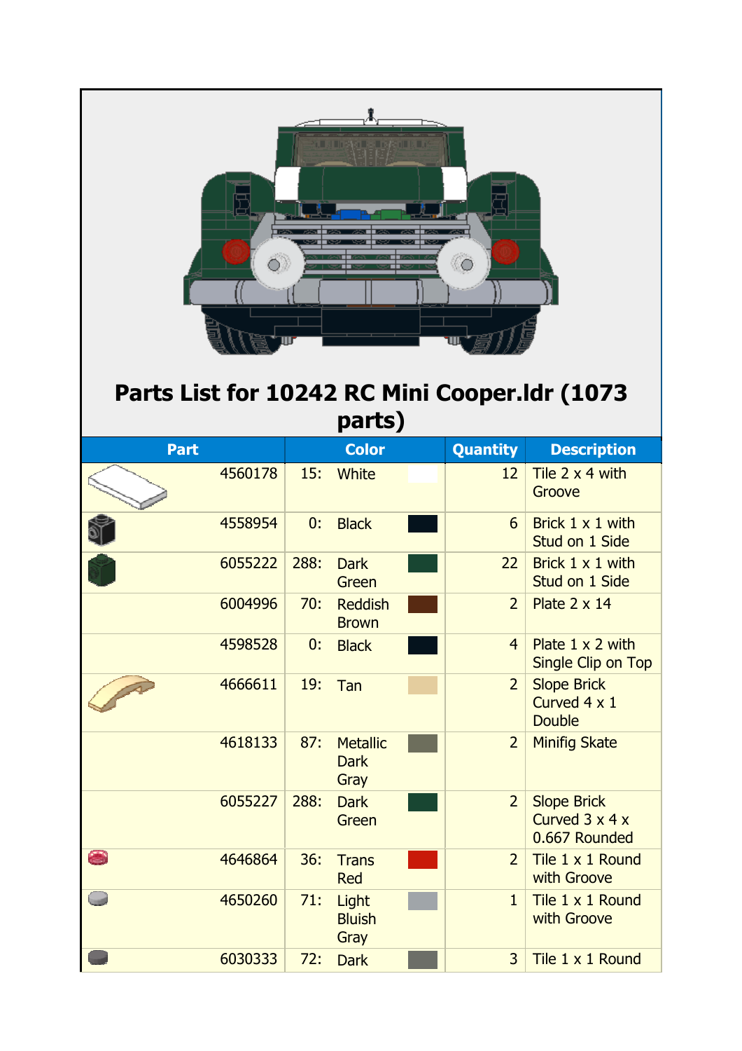# Parts List for 10242 RC Mini Cooper.ldr (1073 parts)

| Part | Color | Quantity | Description |
|---|---|---|---|
| 4560178 | 15: White | 12 | Tile 2 x 4 with Groove |
| 4558954 | 0: Black | 6 | Brick 1 x 1 with Stud on 1 Side |
| 6055222 | 288: Dark Green | 22 | Brick 1 x 1 with Stud on 1 Side |
| 6004996 | 70: Reddish Brown | 2 | Plate 2 x 14 |
| 4598528 | 0: Black | 4 | Plate 1 x 2 with Single Clip on Top |
| 4666611 | 19: Tan | 2 | Slope Brick Curved 4 x 1 Double |
| 4618133 | 87: Metallic Dark Gray | 2 | Minifig Skate |
| 6055227 | 288: Dark Green | 2 | Slope Brick Curved 3 x 4 x 0.667 Rounded |
| 4646864 | 36: Trans Red | 2 | Tile 1 x 1 Round with Groove |
| 4650260 | 71: Light Bluish Gray | 1 | Tile 1 x 1 Round with Groove |
| 6030333 | 72: Dark | 3 | Tile 1 x 1 Round |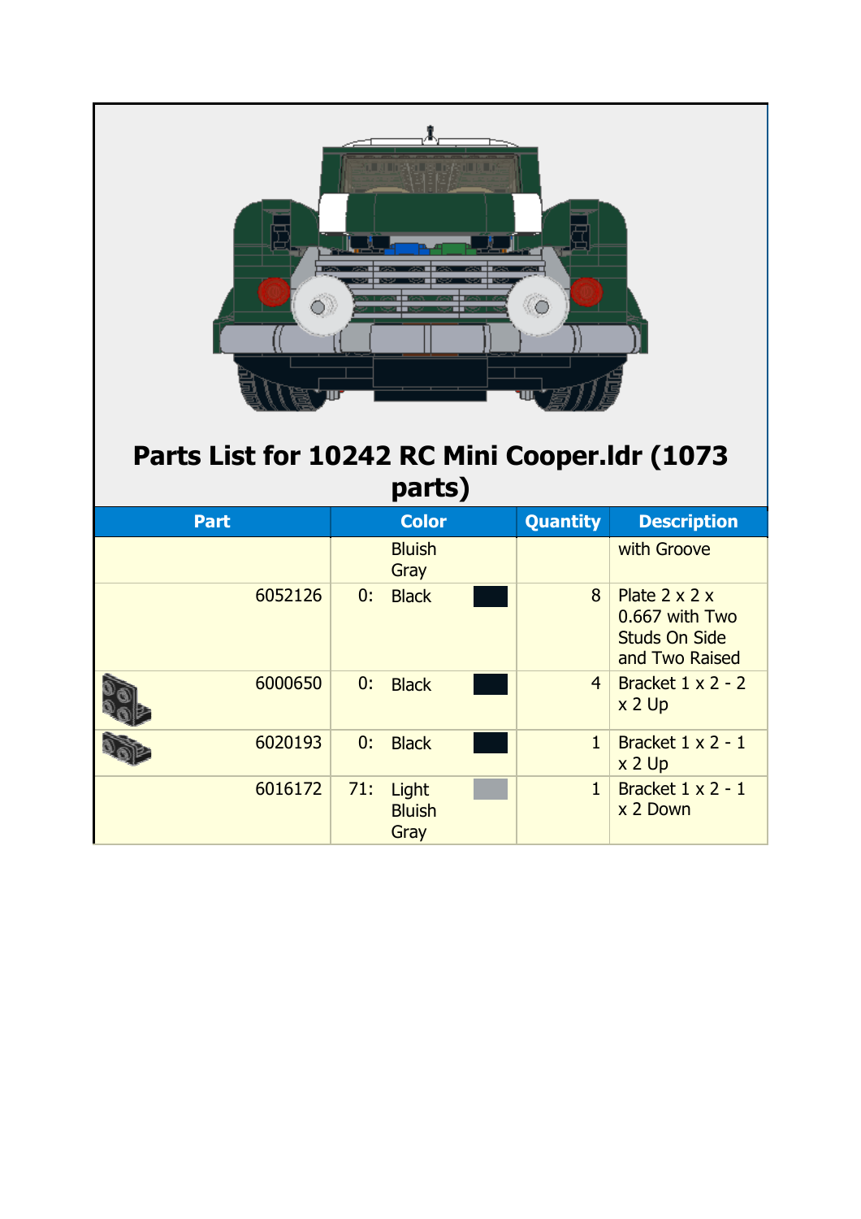# Parts List for 10242 RC Mini Cooper.ldr (1073 parts)

| Part | Color | | Quantity | Description |
|---|---|---|---|---|
| | | Bluish Gray | | with Groove |
| 6052126 | 0: | Black | 8 | Plate 2 x 2 x 0.667 with Two Studs On Side and Two Raised |
| 6000650 | 0: | Black | 4 | Bracket 1 x 2 - 2 x 2 Up |
| 6020193 | 0: | Black | 1 | Bracket 1 x 2 - 1 x 2 Up |
| 6016172 | 71: | Light Bluish Gray | 1 | Bracket 1 x 2 - 1 x 2 Down |